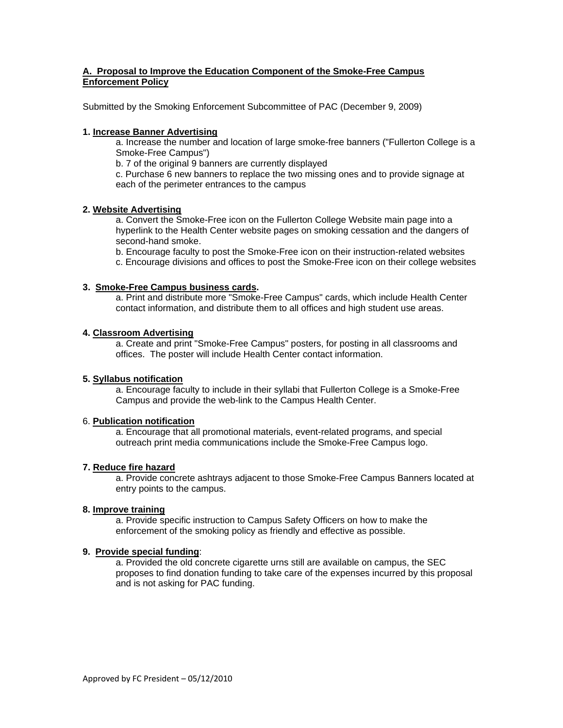## A. Proposal to Improve the Education Component of the Smoke-Free Campus Enforcement Policy

Submitted by the Smoking Enforcement Subcommittee of PAC (December 9, 2009)

**1. Increase Banner Advertising**

a. Increase the number and location of large smoke-free banners ("Fullerton College is a Smoke-Free Campus")

b. 7 of the original 9 banners are currently displayed

c. Purchase 6 new banners to replace the two missing ones and to provide signage at each of the perimeter entrances to the campus

**2. Website Advertising**

a. Convert the Smoke-Free icon on the Fullerton College Website main page into a hyperlink to the Health Center website pages on smoking cessation and the dangers of second-hand smoke.

b. Encourage faculty to post the Smoke-Free icon on their instruction-related websites

c. Encourage divisions and offices to post the Smoke-Free icon on their college websites

**3. Smoke-Free Campus business cards.**

a. Print and distribute more "Smoke-Free Campus" cards, which include Health Center contact information, and distribute them to all offices and high student use areas.

**4. Classroom Advertising**

a. Create and print "Smoke-Free Campus" posters, for posting in all classrooms and offices. The poster will include Health Center contact information.

**5. Syllabus notification**

a. Encourage faculty to include in their syllabi that Fullerton College is a Smoke-Free Campus and provide the web-link to the Campus Health Center.

6. **Publication notification**

a. Encourage that all promotional materials, event-related programs, and special outreach print media communications include the Smoke-Free Campus logo.

**7. Reduce fire hazard**

a. Provide concrete ashtrays adjacent to those Smoke-Free Campus Banners located at entry points to the campus.

**8. Improve training**

a. Provide specific instruction to Campus Safety Officers on how to make the enforcement of the smoking policy as friendly and effective as possible.

**9. Provide special funding**:

a. Provided the old concrete cigarette urns still are available on campus, the SEC proposes to find donation funding to take care of the expenses incurred by this proposal and is not asking for PAC funding.

Approved by FC President – 05/12/2010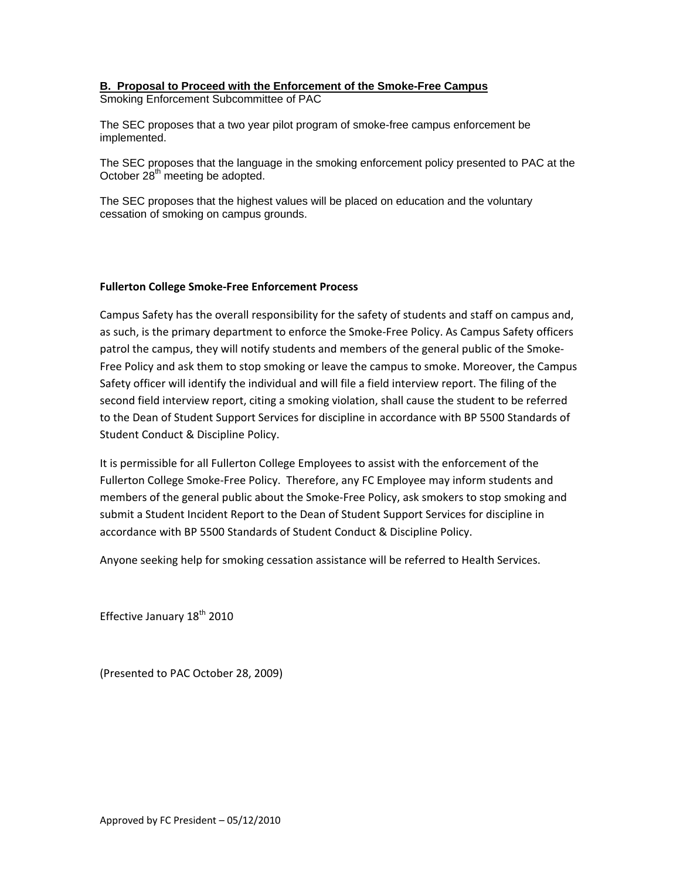**B. Proposal to Proceed with the Enforcement of the Smoke-Free Campus**
Smoking Enforcement Subcommittee of PAC

The SEC proposes that a two year pilot program of smoke-free campus enforcement be implemented.

The SEC proposes that the language in the smoking enforcement policy presented to PAC at the October 28th meeting be adopted.

The SEC proposes that the highest values will be placed on education and the voluntary cessation of smoking on campus grounds.

**Fullerton College Smoke-Free Enforcement Process**

Campus Safety has the overall responsibility for the safety of students and staff on campus and, as such, is the primary department to enforce the Smoke-Free Policy. As Campus Safety officers patrol the campus, they will notify students and members of the general public of the Smoke-Free Policy and ask them to stop smoking or leave the campus to smoke. Moreover, the Campus Safety officer will identify the individual and will file a field interview report. The filing of the second field interview report, citing a smoking violation, shall cause the student to be referred to the Dean of Student Support Services for discipline in accordance with BP 5500 Standards of Student Conduct & Discipline Policy.

It is permissible for all Fullerton College Employees to assist with the enforcement of the Fullerton College Smoke-Free Policy. Therefore, any FC Employee may inform students and members of the general public about the Smoke-Free Policy, ask smokers to stop smoking and submit a Student Incident Report to the Dean of Student Support Services for discipline in accordance with BP 5500 Standards of Student Conduct & Discipline Policy.

Anyone seeking help for smoking cessation assistance will be referred to Health Services.

Effective January 18th 2010

(Presented to PAC October 28, 2009)

Approved by FC President – 05/12/2010